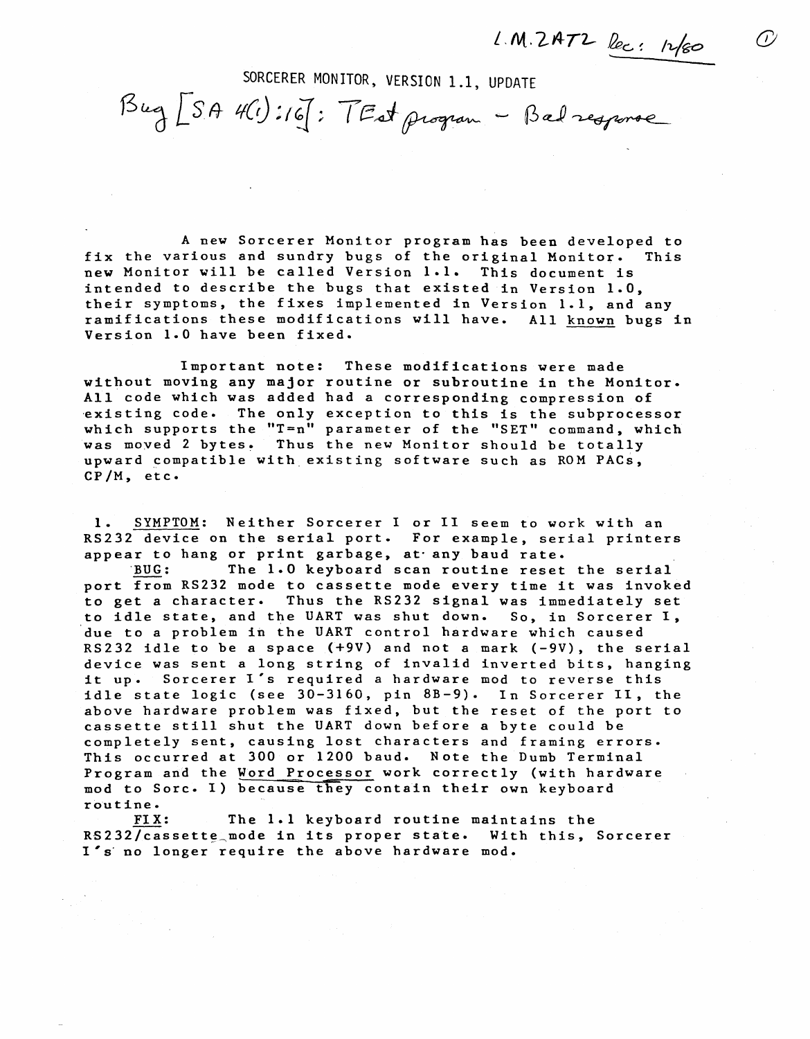L.M.2AT2 Rec: 12/80

# SORCERER MONITOR, VERSION 1.1, UPDATE

Bug [SA 4(1):16]: TEst program - Bad response

A new Sorcerer Monitor program has been developed to fix the various and sundry bugs of the original Monitor. This new Monitor will be called Version 1.1. This document is intended to describe the bugs that existed in Version 1.0, their symptoms, the fixes implemented in Version 1.1, and any ramifications these modifications will have. All known bugs in Version 1.0 have been fixed.

Important note: These modifications were made without moving any major routine or subroutine in the Monitor. All code which was added had a corresponding compression of existing code. The only exception to this is the subprocessor which supports the "T=n" parameter of the "SET" command, which was moved 2 bytes. Thus the new Monitor should be totally upward compatible with existing software such as ROM PACs, CP/M, etc.

1. SYMPTOM: Neither Sorcerer I or II seem to work with an RS232 device on the serial port. For example, serial printers appear to hang or print garbage, at any baud rate.

BUG: The 1.0 keyboard scan routine reset the serial port from RS232 mode to cassette mode every time it was invoked to get a character. Thus the RS232 signal was immediately set to idle state, and the UART was shut down. So, in Sorcerer I, due to a problem in the UART control hardware which caused RS232 idle to be a space (+9V) and not a mark (-9V), the serial device was sent a long string of invalid inverted bits, hanging it up. Sorcerer I's required a hardware mod to reverse this idle state logic (see 30-3160, pin 8B-9). In Sorcerer II, the above hardware problem was fixed, but the reset of the port to cassette still shut the UART down before a byte could be completely sent, causing lost characters and framing errors. This occurred at 300 or 1200 baud. Note the Dumb Terminal Program and the Word Processor work correctly (with hardware mod to Sorc. I) because they contain their own keyboard routine.

FIX: The 1.1 keyboard routine maintains the RS232/cassette mode in its proper state. With this, Sorcerer I's no longer require the above hardware mod.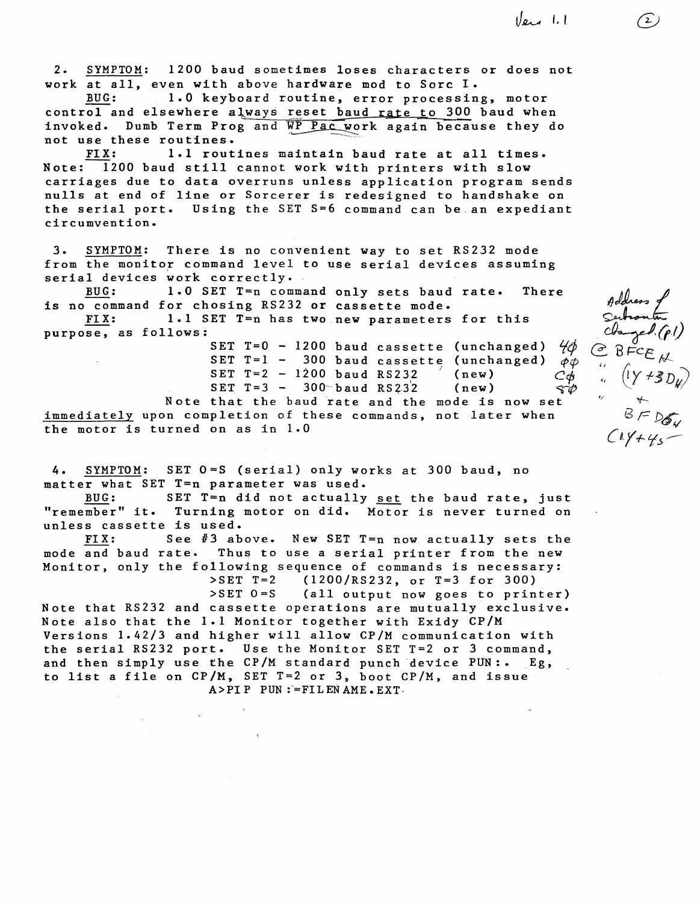2. <u>SYMPTOM</u>: 1200 baud sometimes loses characters or does not work at all, even with above hardware mod to Sorc I.

<u>BUG</u>: 1.0 keyboard routine, error processing, motor control and elsewhere <u>always reset baud rate to 300</u> baud when invoked. Dumb Term Prog and <u>WP Pac</u> work again because they do not use these routines.

<u>FIX</u>: 1.1 routines maintain baud rate at all times. Note: 1200 baud still cannot work with printers with slow carriages due to data overruns unless application program sends nulls at end of line or Sorcerer is redesigned to handshake on the serial port. Using the SET S=6 command can be an expediant circumvention.

3. <u>SYMPTOM</u>: There is no convenient way to set RS232 mode from the monitor command level to use serial devices assuming serial devices work correctly.

<u>BUG</u>: 1.0 SET T=n command only sets baud rate. There is no command for chosing RS232 or cassette mode.

<u>FIX</u>: 1.1 SET T=n has two new parameters for this purpose, as follows:

```
SET T=0 - 1200 baud cassette (unchanged)   40
SET T=1 -  300 baud cassette (unchanged)   00
SET T=2 - 1200 baud RS232    (new)         C0
SET T=3 -  300 baud RS232    (new)         80
```

Note that the baud rate and the mode is now set <u>immediately</u> upon completion of these commands, not later when the motor is turned on as in 1.0

Address of Subroutine changed (p1) @ BFCE$_H$ " (1Y+3D$_H$) " + BFD6$_H$ (1Y+45)

4. <u>SYMPTOM</u>: SET O=S (serial) only works at 300 baud, no matter what SET T=n parameter was used.

<u>BUG</u>: SET T=n did not actually <u>set</u> the baud rate, just "remember" it. Turning motor on did. Motor is never turned on unless cassette is used.

<u>FIX</u>: See #3 above. New SET T=n now actually sets the mode and baud rate. Thus to use a serial printer from the new Monitor, only the following sequence of commands is necessary:

```
>SET T=2    (1200/RS232, or T=3 for 300)
>SET O=S    (all output now goes to printer)
```

Note that RS232 and cassette operations are mutually exclusive. Note also that the 1.1 Monitor together with Exidy CP/M Versions 1.42/3 and higher will allow CP/M communication with the serial RS232 port. Use the Monitor SET T=2 or 3 command, and then simply use the CP/M standard punch device PUN:. Eg, to list a file on CP/M, SET T=2 or 3, boot CP/M, and issue

```
A>PIP PUN:=FILENAME.EXT
```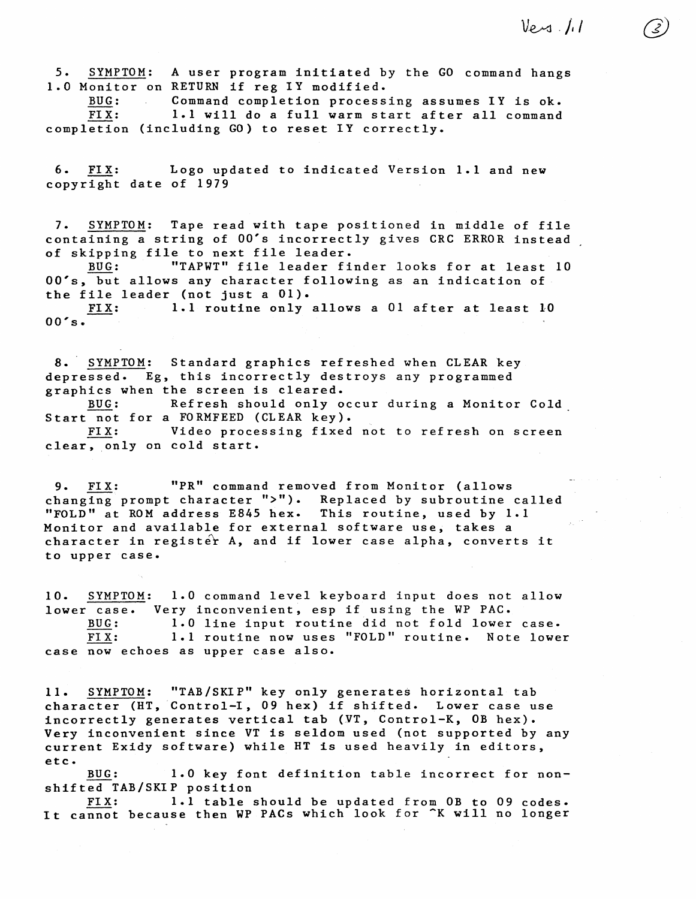5. <u>SYMPTOM</u>: A user program initiated by the GO command hangs 1.0 Monitor on RETURN if reg IY modified.

<u>BUG</u>: Command completion processing assumes IY is ok.

<u>FIX</u>: 1.1 will do a full warm start after all command completion (including GO) to reset IY correctly.

6. <u>FIX</u>: Logo updated to indicated Version 1.1 and new copyright date of 1979

7. <u>SYMPTOM</u>: Tape read with tape positioned in middle of file containing a string of 00's incorrectly gives CRC ERROR instead of skipping file to next file leader.

<u>BUG</u>: "TAPWT" file leader finder looks for at least 10 00's, but allows any character following as an indication of the file leader (not just a 01).

<u>FIX</u>: 1.1 routine only allows a 01 after at least 10 00's.

8. <u>SYMPTOM</u>: Standard graphics refreshed when CLEAR key depressed. Eg, this incorrectly destroys any programmed graphics when the screen is cleared.

<u>BUG</u>: Refresh should only occur during a Monitor Cold Start not for a FORMFEED (CLEAR key).

<u>FIX</u>: Video processing fixed not to refresh on screen clear, only on cold start.

9. <u>FIX</u>: "PR" command removed from Monitor (allows changing prompt character ">"). Replaced by subroutine called "FOLD" at ROM address E845 hex. This routine, used by 1.1 Monitor and available for external software use, takes a character in register A, and if lower case alpha, converts it to upper case.

10. <u>SYMPTOM</u>: 1.0 command level keyboard input does not allow lower case. Very inconvenient, esp if using the WP PAC.

<u>BUG</u>: 1.0 line input routine did not fold lower case.

<u>FIX</u>: 1.1 routine now uses "FOLD" routine. Note lower case now echoes as upper case also.

11. <u>SYMPTOM</u>: "TAB/SKIP" key only generates horizontal tab character (HT, Control-I, 09 hex) if shifted. Lower case use incorrectly generates vertical tab (VT, Control-K, 0B hex). Very inconvenient since VT is seldom used (not supported by any current Exidy software) while HT is used heavily in editors, etc.

<u>BUG</u>: 1.0 key font definition table incorrect for non-shifted TAB/SKIP position

<u>FIX</u>: 1.1 table should be updated from 0B to 09 codes. It cannot because then WP PACs which look for ^K will no longer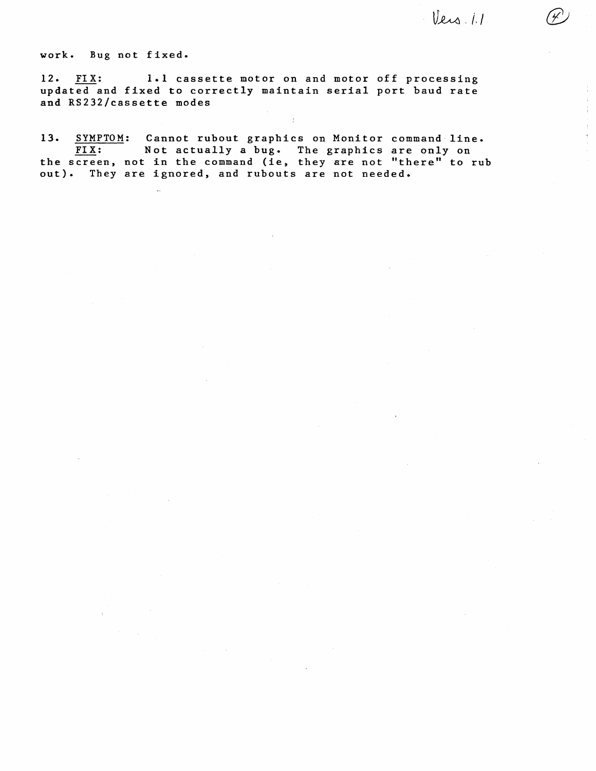work. Bug not fixed.

12. FIX: 1.1 cassette motor on and motor off processing updated and fixed to correctly maintain serial port baud rate and RS232/cassette modes

13. SYMPTOM: Cannot rubout graphics on Monitor command line.
FIX: Not actually a bug. The graphics are only on the screen, not in the command (ie, they are not "there" to rub out). They are ignored, and rubouts are not needed.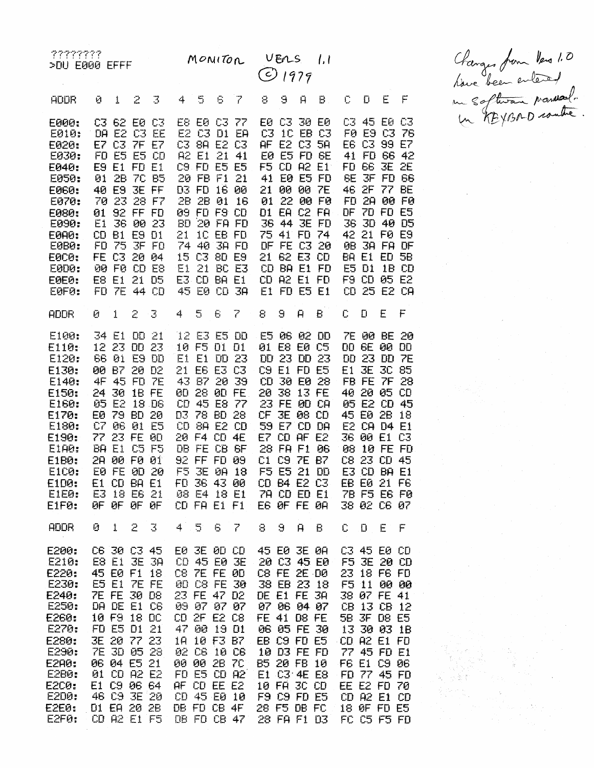????????
>DU E000 EFFF

MONITOR VERS 1.1
© 1979

Changes from Vers 1.0 have been entered in software manual. In KEYBOARD routine.

```
ADDR   0  1  2  3   4  5  6  7   8  9  A  B   C  D  E  F

E000:  C3 62 E0 C3  E8 E0 C3 77  E0 C3 30 E0  C3 45 E0 C3
E010:  DA E2 C3 EE  E2 C3 D1 EA  C3 1C EB C3  F0 E9 C3 76
E020:  E7 C3 7F E7  C3 8A E2 C3  AF E2 C3 5A  E6 C3 99 E7
E030:  FD E5 E5 CD  A2 E1 21 41  E0 E5 FD 6E  41 FD 66 42
E040:  E9 E1 FD E1  C9 FD E5 E5  F5 CD A2 E1  FD 66 3E 2E
E050:  01 2B 7C B5  20 FB F1 21  41 E0 E5 FD  6E 3F FD 66
E060:  40 E9 3E FF  D3 FD 16 00  21 00 00 7E  46 2F 77 BE
E070:  70 23 28 F7  2B 2B 01 16  01 22 00 F0  FD 2A 00 F0
E080:  01 92 FF FD  09 FD F9 CD  D1 EA C2 FA  DF 7D FD E5
E090:  E1 36 00 23  BD 20 FA FD  36 44 3E FD  36 3D 40 D5
E0A0:  CD B1 E9 D1  21 1C EB FD  75 41 FD 74  42 21 F0 E9
E0B0:  FD 75 3F FD  74 40 3A FD  DF FE C3 20  0B 3A FA DF
E0C0:  FE C3 20 04  15 C3 8D E9  21 62 E3 CD  BA E1 ED 5B
E0D0:  00 F0 CD E8  E1 21 BC E3  CD BA E1 FD  E5 D1 1B CD
E0E0:  E8 E1 21 D5  E3 CD BA E1  CD A2 E1 FD  F9 CD 05 E2
E0F0:  FD 7E 44 CD  45 E0 CD 3A  E1 FD E5 E1  CD 25 E2 CA

ADDR   0  1  2  3   4  5  6  7   8  9  A  B   C  D  E  F

E100:  34 E1 DD 21  12 E3 E5 DD  E5 06 02 DD  7E 00 BE 20
E110:  12 23 DD 23  10 F5 D1 D1  01 E8 E0 C5  DD 6E 00 DD
E120:  66 01 E9 DD  E1 E1 DD 23  DD 23 DD 23  DD 23 DD 7E
E130:  00 B7 20 D2  21 E6 E3 C3  C9 E1 FD E5  E1 3E 3C 85
E140:  4F 45 FD 7E  43 B7 20 39  CD 30 E0 28  FB FE 7F 28
E150:  24 30 1B FE  0D 28 0D FE  20 38 13 FE  40 20 05 CD
E160:  05 E2 18 D6  CD 45 E8 77  23 FE 0D CA  05 E2 CD 45
E170:  E0 79 BD 20  D3 78 BD 28  CF 3E 08 CD  45 E0 2B 18
E180:  C7 06 01 E5  CD 8A E2 CD  59 E7 CD DA  E2 CA D4 E1
E190:  77 23 FE 0D  20 F4 CD 4E  E7 CD AF E2  36 00 E1 C3
E1A0:  BA E1 C5 F5  DB FE CB 6F  28 FA F1 06  08 10 FE FD
E1B0:  2A 00 F0 01  92 FF FD 09  C1 C9 7E B7  C8 23 CD 45
E1C0:  E0 FE 0D 20  F5 3E 0A 18  F5 E5 21 DD  E3 CD BA E1
E1D0:  E1 CD BA E1  FD 36 43 00  CD B4 E2 C3  EB E0 21 F6
E1E0:  E3 18 E6 21  08 E4 18 E1  7A CD ED E1  7B F5 E6 F0
E1F0:  0F 0F 0F 0F  CD FA E1 F1  E6 0F FE 0A  38 02 C6 07

ADDR   0  1  2  3   4  5  6  7   8  9  A  B   C  D  E  F

E200:  C6 30 C3 45  E0 3E 0D CD  45 E0 3E 0A  C3 45 E0 CD
E210:  E8 E1 3E 3A  CD 45 E0 3E  20 C3 45 E0  F5 3E 20 CD
E220:  45 E0 F1 18  C8 7E FE 0D  C8 FE 2E D0  23 18 F6 FD
E230:  E5 E1 7E FE  0D C8 FE 30  38 EB 23 18  F5 11 00 00
E240:  7E FE 30 D8  23 FE 47 D2  DE E1 FE 3A  38 07 FE 41
E250:  DA DE E1 C6  09 07 07 07  07 06 04 07  CB 13 CB 12
E260:  10 F9 18 DC  CD 2F E2 C8  FE 41 D8 FE  5B 3F D8 E5
E270:  FD E5 D1 21  47 00 19 D1  06 05 FE 30  13 30 03 1B
E280:  3E 20 77 23  1A 10 F3 B7  EB C9 FD E5  CD A2 E1 FD
E290:  7E 3D 05 28  02 C6 10 C6  10 D3 FE FD  77 45 FD E1
E2A0:  06 04 E5 21  00 00 2B 7C  B5 20 FB 10  F6 E1 C9 06
E2B0:  01 CD A2 E2  FD E5 CD A2  E1 C3 4E E8  FD 77 45 FD
E2C0:  E1 C9 06 64  AF CD EE E2  10 FA 3C CD  EE E2 FD 70
E2D0:  46 C9 3E 20  CD 45 E0 10  F9 C9 FD E5  CD A2 E1 CD
E2E0:  D1 EA 20 2B  DB FD CB 4F  28 F5 DB FC  18 0F FD E5
E2F0:  CD A2 E1 F5  DB FD CB 47  28 FA F1 D3  FC C5 F5 FD
```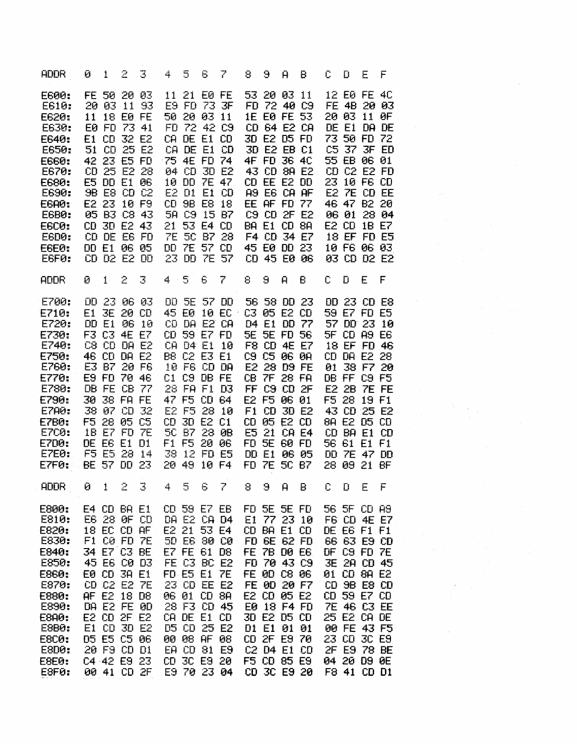| ADDR | 0 | 1 | 2 | 3 | 4 | 5 | 6 | 7 | 8 | 9 | A | B | C | D | E | F |
|---|---|---|---|---|---|---|---|---|---|---|---|---|---|---|---|---|
| E600: | FE | 50 | 20 | 03 | 11 | 21 | E0 | FE | 53 | 20 | 03 | 11 | 12 | E0 | FE | 4C |
| E610: | 20 | 03 | 11 | 93 | E9 | FD | 73 | 3F | FD | 72 | 40 | C9 | FE | 4B | 20 | 03 |
| E620: | 11 | 18 | E0 | FE | 50 | 20 | 03 | 11 | 1E | E0 | FE | 53 | 20 | 03 | 11 | 0F |
| E630: | E0 | FD | 73 | 41 | FD | 72 | 42 | C9 | CD | 64 | E2 | CA | DE | E1 | DA | DE |
| E640: | E1 | CD | 32 | E2 | CA | DE | E1 | CD | 3D | E2 | D5 | FD | 73 | 50 | FD | 72 |
| E650: | 51 | CD | 25 | E2 | CA | DE | E1 | CD | 3D | E2 | EB | C1 | C5 | 37 | 3F | ED |
| E660: | 42 | 23 | E5 | FD | 75 | 4E | FD | 74 | 4F | FD | 36 | 4C | 55 | EB | 06 | 01 |
| E670: | CD | 25 | E2 | 28 | 04 | CD | 3D | E2 | 43 | CD | 8A | E2 | CD | C2 | E2 | FD |
| E680: | E5 | DD | E1 | 06 | 10 | DD | 7E | 47 | CD | EE | E2 | DD | 23 | 10 | F6 | CD |
| E690: | 9B | E8 | CD | C2 | E2 | D1 | E1 | CD | A9 | E6 | CA | AF | E2 | 7E | CD | EE |
| E6A0: | E2 | 23 | 10 | F9 | CD | 9B | E8 | 18 | EE | AF | FD | 77 | 46 | 47 | B2 | 20 |
| E6B0: | 05 | B3 | C8 | 43 | 5A | C9 | 15 | B7 | C9 | CD | 2F | E2 | 06 | 01 | 28 | 04 |
| E6C0: | CD | 3D | E2 | 43 | 21 | 53 | E4 | CD | BA | E1 | CD | 8A | E2 | CD | 1B | E7 |
| E6D0: | CD | DE | E6 | FD | 7E | 5C | B7 | 28 | F4 | CD | 34 | E7 | 18 | EF | FD | E5 |
| E6E0: | DD | E1 | 06 | 05 | DD | 7E | 57 | CD | 45 | E0 | DD | 23 | 10 | F6 | 06 | 03 |
| E6F0: | CD | D2 | E2 | DD | 23 | DD | 7E | 57 | CD | 45 | E0 | 06 | 03 | CD | D2 | E2 |

| ADDR | 0 | 1 | 2 | 3 | 4 | 5 | 6 | 7 | 8 | 9 | A | B | C | D | E | F |
|---|---|---|---|---|---|---|---|---|---|---|---|---|---|---|---|---|
| E700: | DD | 23 | 06 | 03 | DD | 5E | 57 | DD | 56 | 58 | DD | 23 | DD | 23 | CD | E8 |
| E710: | E1 | 3E | 20 | CD | 45 | E0 | 10 | EC | C3 | 05 | E2 | CD | 59 | E7 | FD | E5 |
| E720: | DD | E1 | 06 | 10 | CD | DA | E2 | CA | D4 | E1 | DD | 77 | 57 | DD | 23 | 10 |
| E730: | F3 | C3 | 4E | E7 | CD | 59 | E7 | FD | 5E | 5E | FD | 56 | 5F | CD | A9 | E6 |
| E740: | C8 | CD | DA | E2 | CA | D4 | E1 | 10 | F8 | CD | 4E | E7 | 18 | EF | FD | 46 |
| E750: | 46 | CD | DA | E2 | B8 | C2 | E3 | E1 | C9 | C5 | 06 | 0A | CD | DA | E2 | 28 |
| E760: | E3 | B7 | 20 | F6 | 10 | F6 | CD | DA | E2 | 28 | D9 | FE | 01 | 38 | F7 | 20 |
| E770: | E9 | FD | 70 | 46 | C1 | C9 | DB | FE | CB | 7F | 28 | FA | DB | FF | C9 | F5 |
| E780: | DB | FE | CB | 77 | 28 | FA | F1 | D3 | FF | C9 | CD | 2F | E2 | 2B | 7E | FE |
| E790: | 30 | 38 | FA | FE | 47 | F5 | CD | 64 | E2 | F5 | 06 | 01 | F5 | 28 | 19 | F1 |
| E7A0: | 38 | 07 | CD | 32 | E2 | F5 | 28 | 10 | F1 | CD | 3D | E2 | 43 | CD | 25 | E2 |
| E7B0: | F5 | 28 | 05 | C5 | CD | 3D | E2 | C1 | CD | 05 | E2 | CD | 8A | E2 | D5 | CD |
| E7C0: | 1B | E7 | FD | 7E | 5C | B7 | 28 | 0B | E5 | 21 | CA | E4 | CD | BA | E1 | CD |
| E7D0: | DE | E6 | E1 | D1 | F1 | F5 | 20 | 06 | FD | 5E | 60 | FD | 56 | 61 | E1 | F1 |
| E7E0: | F5 | E5 | 28 | 14 | 38 | 12 | FD | E5 | DD | E1 | 06 | 05 | DD | 7E | 47 | DD |
| E7F0: | BE | 57 | DD | 23 | 20 | 49 | 10 | F4 | FD | 7E | 5C | B7 | 28 | 09 | 21 | BF |

| ADDR | 0 | 1 | 2 | 3 | 4 | 5 | 6 | 7 | 8 | 9 | A | B | C | D | E | F |
|---|---|---|---|---|---|---|---|---|---|---|---|---|---|---|---|---|
| E800: | E4 | CD | BA | E1 | CD | 59 | E7 | EB | FD | 5E | 5E | FD | 56 | 5F | CD | A9 |
| E810: | E6 | 28 | 0F | CD | DA | E2 | CA | D4 | E1 | 77 | 23 | 10 | F6 | CD | 4E | E7 |
| E820: | 18 | EC | CD | AF | E2 | 21 | 53 | E4 | CD | BA | E1 | CD | DE | E6 | F1 | F1 |
| E830: | F1 | C0 | FD | 7E | 5D | E6 | 80 | C0 | FD | 6E | 62 | FD | 66 | 63 | E9 | CD |
| E840: | 34 | E7 | C3 | BE | E7 | FE | 61 | D8 | FE | 7B | D0 | E6 | DF | C9 | FD | 7E |
| E850: | 45 | E6 | C0 | D3 | FE | C3 | BC | E2 | FD | 70 | 43 | C9 | 3E | 2A | CD | 45 |
| E860: | E0 | CD | 3A | E1 | FD | E5 | E1 | 7E | FE | 0D | C8 | 06 | 01 | CD | 8A | E2 |
| E870: | CD | C2 | E2 | 7E | 23 | CD | EE | E2 | FE | 0D | 20 | F7 | CD | 9B | E8 | CD |
| E880: | AF | E2 | 18 | D8 | 06 | 01 | CD | 8A | E2 | CD | 05 | E2 | CD | 59 | E7 | CD |
| E890: | DA | E2 | FE | 0D | 28 | F3 | CD | 45 | E0 | 18 | F4 | FD | 7E | 46 | C3 | EE |
| E8A0: | E2 | CD | 2F | E2 | CA | DE | E1 | CD | 3D | E2 | D5 | CD | 25 | E2 | CA | DE |
| E8B0: | E1 | CD | 3D | E2 | D5 | CD | 25 | E2 | D1 | E1 | 01 | 01 | 00 | FE | 43 | F5 |
| E8C0: | D5 | E5 | C5 | 06 | 00 | 08 | AF | 08 | CD | 2F | E9 | 70 | 23 | CD | 3C | E9 |
| E8D0: | 20 | F9 | CD | D1 | EA | CD | 81 | E9 | C2 | D4 | E1 | CD | 2F | E9 | 78 | BE |
| E8E0: | C4 | 42 | E9 | 23 | CD | 3C | E9 | 20 | F5 | CD | 85 | E9 | 04 | 20 | D9 | 0E |
| E8F0: | 00 | 41 | CD | 2F | E9 | 70 | 23 | 04 | CD | 3C | E9 | 20 | F8 | 41 | CD | D1 |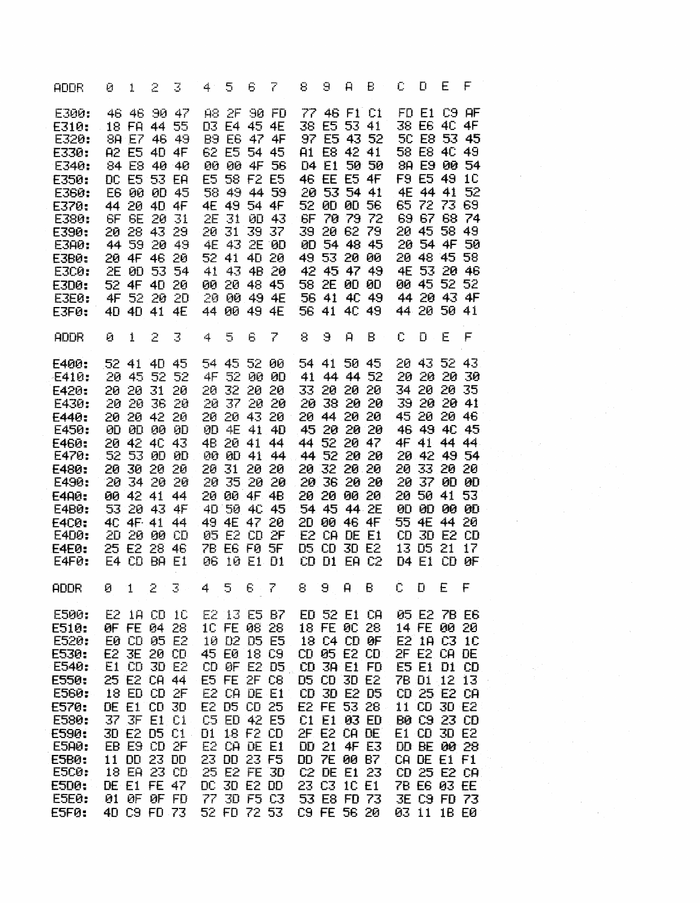| ADDR | 0 | 1 | 2 | 3 | 4 | 5 | 6 | 7 | 8 | 9 | A | B | C | D | E | F |
|---|---|---|---|---|---|---|---|---|---|---|---|---|---|---|---|---|
| E300: | 46 | 46 | 90 | 47 | A8 | 2F | 90 | FD | 77 | 46 | F1 | C1 | FD | E1 | C9 | AF |
| E310: | 18 | FA | 44 | 55 | D3 | E4 | 45 | 4E | 38 | E5 | 53 | 41 | 38 | E6 | 4C | 4F |
| E320: | 8A | E7 | 46 | 49 | B9 | E6 | 47 | 4F | 97 | E5 | 43 | 52 | 5C | E8 | 53 | 45 |
| E330: | A2 | E5 | 4D | 4F | 62 | E5 | 54 | 45 | A1 | E8 | 42 | 41 | 58 | E8 | 4C | 49 |
| E340: | 84 | E8 | 40 | 40 | 00 | 00 | 4F | 56 | D4 | E1 | 50 | 50 | 8A | E9 | 00 | 54 |
| E350: | DC | E5 | 53 | EA | E5 | 58 | F2 | E5 | 46 | EE | E5 | 4F | F9 | E5 | 49 | 1C |
| E360: | E6 | 00 | 0D | 45 | 58 | 49 | 44 | 59 | 20 | 53 | 54 | 41 | 4E | 44 | 41 | 52 |
| E370: | 44 | 20 | 4D | 4F | 4E | 49 | 54 | 4F | 52 | 0D | 0D | 56 | 65 | 72 | 73 | 69 |
| E380: | 6F | 6E | 20 | 31 | 2E | 31 | 0D | 43 | 6F | 70 | 79 | 72 | 69 | 67 | 68 | 74 |
| E390: | 20 | 28 | 43 | 29 | 20 | 31 | 39 | 37 | 39 | 20 | 62 | 79 | 20 | 45 | 58 | 49 |
| E3A0: | 44 | 59 | 20 | 49 | 4E | 43 | 2E | 0D | 0D | 54 | 48 | 45 | 20 | 54 | 4F | 50 |
| E3B0: | 20 | 4F | 46 | 20 | 52 | 41 | 4D | 20 | 49 | 53 | 20 | 00 | 20 | 48 | 45 | 58 |
| E3C0: | 2E | 0D | 53 | 54 | 41 | 43 | 4B | 20 | 42 | 45 | 47 | 49 | 4E | 53 | 20 | 46 |
| E3D0: | 52 | 4F | 4D | 20 | 00 | 20 | 48 | 45 | 58 | 2E | 0D | 0D | 00 | 45 | 52 | 52 |
| E3E0: | 4F | 52 | 20 | 2D | 20 | 00 | 49 | 4E | 56 | 41 | 4C | 49 | 44 | 20 | 43 | 4F |
| E3F0: | 4D | 4D | 41 | 4E | 44 | 00 | 49 | 4E | 56 | 41 | 4C | 49 | 44 | 20 | 50 | 41 |

| ADDR | 0 | 1 | 2 | 3 | 4 | 5 | 6 | 7 | 8 | 9 | A | B | C | D | E | F |
|---|---|---|---|---|---|---|---|---|---|---|---|---|---|---|---|---|
| E400: | 52 | 41 | 4D | 45 | 54 | 45 | 52 | 00 | 54 | 41 | 50 | 45 | 20 | 43 | 52 | 43 |
| E410: | 20 | 45 | 52 | 52 | 4F | 52 | 00 | 0D | 41 | 44 | 44 | 52 | 20 | 20 | 20 | 30 |
| E420: | 20 | 20 | 31 | 20 | 20 | 32 | 20 | 20 | 33 | 20 | 20 | 20 | 34 | 20 | 20 | 35 |
| E430: | 20 | 20 | 36 | 20 | 20 | 37 | 20 | 20 | 20 | 38 | 20 | 20 | 39 | 20 | 20 | 41 |
| E440: | 20 | 20 | 42 | 20 | 20 | 20 | 43 | 20 | 20 | 44 | 20 | 20 | 45 | 20 | 20 | 46 |
| E450: | 0D | 0D | 00 | 0D | 0D | 4E | 41 | 4D | 45 | 20 | 20 | 20 | 46 | 49 | 4C | 45 |
| E460: | 20 | 42 | 4C | 43 | 4B | 20 | 41 | 44 | 44 | 52 | 20 | 47 | 4F | 41 | 44 | 44 |
| E470: | 52 | 53 | 0D | 0D | 00 | 0D | 41 | 44 | 44 | 52 | 20 | 20 | 20 | 42 | 49 | 54 |
| E480: | 20 | 30 | 20 | 20 | 20 | 31 | 20 | 20 | 20 | 32 | 20 | 20 | 20 | 33 | 20 | 20 |
| E490: | 20 | 34 | 20 | 20 | 20 | 35 | 20 | 20 | 20 | 36 | 20 | 20 | 20 | 37 | 0D | 0D |
| E4A0: | 00 | 42 | 41 | 44 | 20 | 00 | 4F | 4B | 20 | 20 | 00 | 20 | 20 | 50 | 41 | 53 |
| E4B0: | 53 | 20 | 43 | 4F | 4D | 50 | 4C | 45 | 54 | 45 | 44 | 2E | 0D | 0D | 00 | 0D |
| E4C0: | 4C | 4F | 41 | 44 | 49 | 4E | 47 | 20 | 2D | 00 | 46 | 4F | 55 | 4E | 44 | 20 |
| E4D0: | 2D | 20 | 00 | CD | 05 | E2 | CD | 2F | E2 | CA | DE | E1 | CD | 3D | E2 | CD |
| E4E0: | 25 | E2 | 28 | 46 | 7B | E6 | F0 | 5F | D5 | CD | 3D | E2 | 13 | D5 | 21 | 17 |
| E4F0: | E4 | CD | BA | E1 | 06 | 10 | E1 | D1 | CD | D1 | EA | C2 | D4 | E1 | CD | 0F |

| ADDR | 0 | 1 | 2 | 3 | 4 | 5 | 6 | 7 | 8 | 9 | A | B | C | D | E | F |
|---|---|---|---|---|---|---|---|---|---|---|---|---|---|---|---|---|
| E500: | E2 | 1A | CD | 1C | E2 | 13 | E5 | B7 | ED | 52 | E1 | CA | 05 | E2 | 7B | E6 |
| E510: | 0F | FE | 04 | 28 | 1C | FE | 08 | 28 | 18 | FE | 0C | 28 | 14 | FE | 00 | 20 |
| E520: | E0 | CD | 05 | E2 | 10 | D2 | D5 | E5 | 18 | C4 | CD | 0F | E2 | 1A | C3 | 1C |
| E530: | E2 | 3E | 20 | CD | 45 | E0 | 18 | C9 | CD | 05 | E2 | CD | 2F | E2 | CA | DE |
| E540: | E1 | CD | 3D | E2 | CD | 0F | E2 | D5 | CD | 3A | E1 | FD | E5 | E1 | D1 | CD |
| E550: | 25 | E2 | CA | 44 | E5 | FE | 2F | C8 | D5 | CD | 3D | E2 | 7B | D1 | 12 | 13 |
| E560: | 18 | ED | CD | 2F | E2 | CA | DE | E1 | CD | 3D | E2 | D5 | CD | 25 | E2 | CA |
| E570: | DE | E1 | CD | 3D | E2 | D5 | CD | 25 | E2 | FE | 53 | 28 | 11 | CD | 3D | E2 |
| E580: | 37 | 3F | E1 | C1 | C5 | ED | 42 | E5 | C1 | E1 | 03 | ED | B0 | C9 | 23 | CD |
| E590: | 3D | E2 | D5 | C1 | D1 | 18 | F2 | CD | 2F | E2 | CA | DE | E1 | CD | 3D | E2 |
| E5A0: | EB | E9 | CD | 2F | E2 | CA | DE | E1 | DD | 21 | 4F | E3 | DD | BE | 00 | 28 |
| E5B0: | 11 | DD | 23 | DD | 23 | DD | 23 | F5 | DD | 7E | 00 | B7 | CA | DE | E1 | F1 |
| E5C0: | 18 | EA | 23 | CD | 25 | E2 | FE | 3D | C2 | DE | E1 | 23 | CD | 25 | E2 | CA |
| E5D0: | DE | E1 | FE | 47 | DC | 3D | E2 | DD | 23 | C3 | 1C | E1 | 7B | E6 | 03 | EE |
| E5E0: | 01 | 0F | 0F | FD | 77 | 3D | F5 | C3 | 53 | E8 | FD | 73 | 3E | C9 | FD | 73 |
| E5F0: | 4D | C9 | FD | 73 | 52 | FD | 72 | 53 | C9 | FE | 56 | 20 | 03 | 11 | 1B | E0 |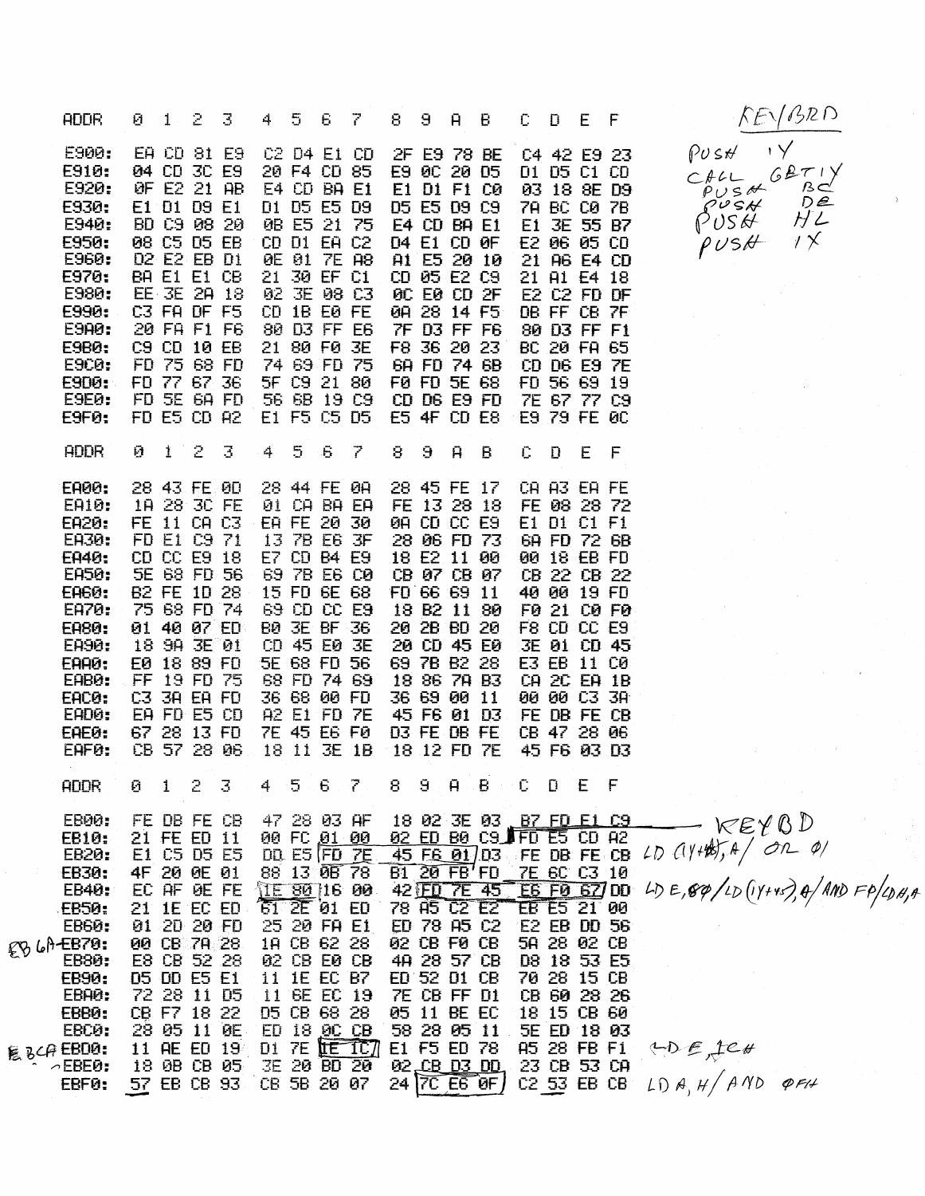KEYBRD

PUSH IY
CALL GETIY
PUSH BC
PUSH DE
PUSH HL
PUSH IX

| ADDR | 0 | 1 | 2 | 3 | 4 | 5 | 6 | 7 | 8 | 9 | A | B | C | D | E | F |
|---|---|---|---|---|---|---|---|---|---|---|---|---|---|---|---|---|
| E900: | EA | CD | 81 | E9 | C2 | D4 | E1 | CD | 2F | E9 | 78 | BE | C4 | 42 | E9 | 23 |
| E910: | 04 | CD | 3C | E9 | 20 | F4 | CD | 85 | E9 | 0C | 20 | D5 | D1 | D5 | C1 | CD |
| E920: | 0F | E2 | 21 | AB | E4 | CD | BA | E1 | E1 | D1 | F1 | C0 | 03 | 18 | 8E | D9 |
| E930: | E1 | D1 | D9 | E1 | D1 | D5 | E5 | D9 | D5 | E5 | D9 | C9 | 7A | BC | C0 | 7B |
| E940: | BD | C9 | 08 | 20 | 0B | E5 | 21 | 75 | E4 | CD | BA | E1 | E1 | 3E | 55 | B7 |
| E950: | 08 | C5 | D5 | EB | CD | D1 | EA | C2 | D4 | E1 | CD | 0F | E2 | 06 | 05 | CD |
| E960: | D2 | E2 | EB | D1 | 0E | 01 | 7E | A8 | A1 | E5 | 20 | 10 | 21 | A6 | E4 | CD |
| E970: | BA | E1 | E1 | CB | 21 | 30 | EF | C1 | CD | 05 | E2 | C9 | 21 | A1 | E4 | 18 |
| E980: | EE | 3E | 2A | 18 | 02 | 3E | 08 | C3 | 0C | E0 | CD | 2F | E2 | C2 | FD | DF |
| E990: | C3 | FA | DF | F5 | CD | 1B | E0 | FE | 0A | 28 | 14 | F5 | DB | FF | CB | 7F |
| E9A0: | 20 | FA | F1 | F6 | 80 | D3 | FF | E6 | 7F | D3 | FF | F6 | 80 | D3 | FF | F1 |
| E9B0: | C9 | CD | 10 | EB | 21 | 80 | F0 | 3E | F8 | 36 | 20 | 23 | BC | 20 | FA | 65 |
| E9C0: | FD | 75 | 68 | FD | 74 | 69 | FD | 75 | 6A | FD | 74 | 6B | CD | D6 | E9 | 7E |
| E9D0: | FD | 77 | 67 | 36 | 5F | C9 | 21 | 80 | F0 | FD | 5E | 68 | FD | 56 | 69 | 19 |
| E9E0: | FD | 5E | 6A | FD | 56 | 6B | 19 | C9 | CD | D6 | E9 | FD | 7E | 67 | 77 | C9 |
| E9F0: | FD | E5 | CD | A2 | E1 | F5 | C5 | D5 | E5 | 4F | CD | E8 | E9 | 79 | FE | 0C |

| ADDR | 0 | 1 | 2 | 3 | 4 | 5 | 6 | 7 | 8 | 9 | A | B | C | D | E | F |
|---|---|---|---|---|---|---|---|---|---|---|---|---|---|---|---|---|
| EA00: | 28 | 43 | FE | 0D | 28 | 44 | FE | 0A | 28 | 45 | FE | 17 | CA | A3 | EA | FE |
| EA10: | 1A | 28 | 3C | FE | 01 | CA | BA | EA | FE | 13 | 28 | 18 | FE | 08 | 28 | 72 |
| EA20: | FE | 11 | CA | C3 | EA | FE | 20 | 30 | 0A | CD | CC | E9 | E1 | D1 | C1 | F1 |
| EA30: | FD | E1 | C9 | 71 | 13 | 7B | E6 | 3F | 28 | 06 | FD | 73 | 6A | FD | 72 | 6B |
| EA40: | CD | CC | E9 | 18 | E7 | CD | B4 | E9 | 18 | E2 | 11 | 00 | 00 | 18 | EB | FD |
| EA50: | 5E | 68 | FD | 56 | 69 | 7B | E6 | C0 | CB | 07 | CB | 07 | CB | 22 | CB | 22 |
| EA60: | B2 | FE | 1D | 28 | 15 | FD | 6E | 68 | FD | 66 | 69 | 11 | 40 | 00 | 19 | FD |
| EA70: | 75 | 68 | FD | 74 | 69 | CD | CC | E9 | 18 | B2 | 11 | 80 | F0 | 21 | C0 | F0 |
| EA80: | 01 | 40 | 07 | ED | B0 | 3E | BF | 36 | 20 | 2B | BD | 20 | F8 | CD | CC | E9 |
| EA90: | 18 | 9A | 3E | 01 | CD | 45 | E0 | 3E | 20 | CD | 45 | E0 | 3E | 01 | CD | 45 |
| EAA0: | E0 | 18 | 89 | FD | 5E | 68 | FD | 56 | 69 | 7B | B2 | 28 | E3 | EB | 11 | C0 |
| EAB0: | FF | 19 | FD | 75 | 68 | FD | 74 | 69 | 18 | 86 | 7A | B3 | CA | 2C | EA | 1B |
| EAC0: | C3 | 3A | EA | FD | 36 | 68 | 00 | FD | 36 | 69 | 00 | 11 | 00 | 00 | C3 | 3A |
| EAD0: | EA | FD | E5 | CD | A2 | E1 | FD | 7E | 45 | F6 | 01 | D3 | FE | DB | FE | CB |
| EAE0: | 67 | 28 | 13 | FD | 7E | 45 | E6 | F0 | D3 | FE | DB | FE | CB | 47 | 28 | 06 |
| EAF0: | CB | 57 | 28 | 06 | 18 | 11 | 3E | 1B | 18 | 12 | FD | 7E | 45 | F6 | 03 | D3 |

| ADDR | 0 | 1 | 2 | 3 | 4 | 5 | 6 | 7 | 8 | 9 | A | B | C | D | E | F |
|---|---|---|---|---|---|---|---|---|---|---|---|---|---|---|---|---|
| EB00: | FE | DB | FE | CB | 47 | 28 | 03 | AF | 18 | 02 | 3E | 03 | B7 | FD | E1 | C9 |
| EB10: | 21 | FE | ED | 11 | 00 | FC | 01 | 00 | 02 | ED | B0 | C9 | FD | E5 | CD | A2 |
| EB20: | E1 | C5 | D5 | E5 | DD | E5 | FD | 7E | 45 | F6 | 01 | D3 | FE | DB | FE | CB |
| EB30: | 4F | 20 | 0E | 01 | 88 | 13 | 0B | 78 | B1 | 20 | FB | FD | 7E | 6C | C3 | 10 |
| EB40: | EC | AF | 0E | FE | 1E | 80 | 16 | 00 | 42 | FD | 7E | 45 | E6 | F0 | 67 | DD |
| EB50: | 21 | 1E | EC | ED | 61 | 2E | 01 | ED | 78 | A5 | C2 | E2 | EB | E5 | 21 | 00 |
| EB60: | 01 | 2D | 20 | FD | 25 | 20 | FA | E1 | ED | 78 | A5 | C2 | E2 | EB | DD | 56 |
| EB70: | 00 | CB | 7A | 28 | 1A | CB | 62 | 28 | 02 | CB | F0 | CB | 5A | 28 | 02 | CB |
| EB80: | E8 | CB | 52 | 28 | 02 | CB | E0 | CB | 4A | 28 | 57 | CB | D8 | 18 | 53 | E5 |
| EB90: | D5 | DD | E5 | E1 | 11 | 1E | EC | B7 | ED | 52 | D1 | CB | 70 | 28 | 15 | CB |
| EBA0: | 72 | 28 | 11 | D5 | 11 | 6E | EC | 19 | 7E | CB | FF | D1 | CB | 60 | 28 | 26 |
| EBB0: | CB | F7 | 18 | 22 | D5 | CB | 68 | 28 | 05 | 11 | BE | EC | 18 | 15 | CB | 60 |
| EBC0: | 28 | 05 | 11 | 0E | ED | 18 | 0C | CB | 58 | 28 | 05 | 11 | 5E | ED | 18 | 03 |
| EBD0: | 11 | AE | ED | 19 | D1 | 7E | 1E | 1C | E1 | F5 | ED | 78 | A5 | 28 | FB | F1 |
| EBE0: | 18 | 0B | CB | 05 | 3E | 20 | BD | 20 | 02 | CB | D3 | DD | 23 | CB | 53 | CA |
| EBF0: | 57 | EB | CB | 93 | CB | 5B | 20 | 07 | 24 | 7C | E6 | 0F | C2 | 53 | EB | CB |

Handwritten annotations:

- EB0C: KEYBD
- EB26: LD A,(IY+45), / OR 01
- EB44: LD E,80/LD A,(IY+45)/ AND F0/LD H,A
- EB6A (marked at EB70 row)
- EBCA (marked at EBD0 row): LD E,1CH
- EBF9: LD A,H / AND 0FH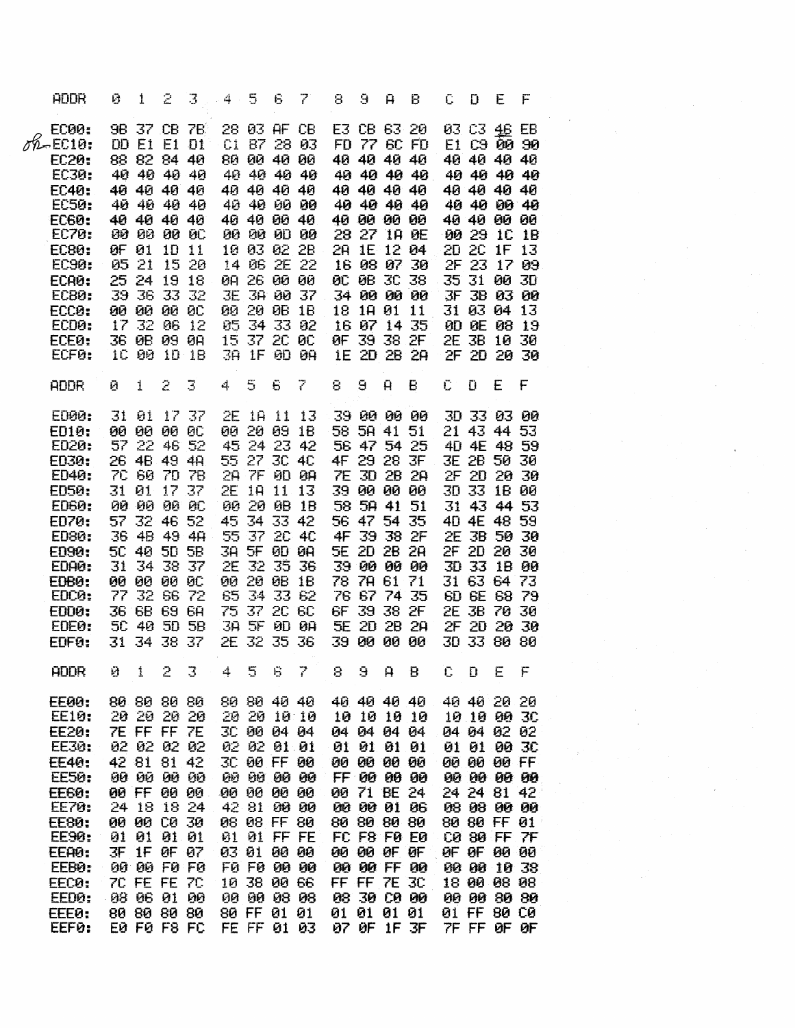| ADDR | 0 | 1 | 2 | 3 | 4 | 5 | 6 | 7 | 8 | 9 | A | B | C | D | E | F |
|---|---|---|---|---|---|---|---|---|---|---|---|---|---|---|---|---|
| EC00: | 9B | 37 | CB | 7B | 28 | 03 | AF | CB | E3 | CB | 63 | 20 | 03 | C3 | 46 | EB |
| EC10: | DD | E1 | E1 | D1 | C1 | B7 | 28 | 03 | FD | 77 | 6C | FD | E1 | C9 | 00 | 90 |
| EC20: | 88 | 82 | 84 | 40 | 80 | 00 | 40 | 00 | 40 | 40 | 40 | 40 | 40 | 40 | 40 | 40 |
| EC30: | 40 | 40 | 40 | 40 | 40 | 40 | 40 | 40 | 40 | 40 | 40 | 40 | 40 | 40 | 40 | 40 |
| EC40: | 40 | 40 | 40 | 40 | 40 | 40 | 40 | 40 | 40 | 40 | 40 | 40 | 40 | 40 | 40 | 40 |
| EC50: | 40 | 40 | 40 | 40 | 40 | 40 | 00 | 00 | 40 | 40 | 40 | 40 | 40 | 40 | 00 | 40 |
| EC60: | 40 | 40 | 40 | 40 | 40 | 40 | 00 | 40 | 40 | 00 | 00 | 00 | 40 | 40 | 00 | 00 |
| EC70: | 00 | 00 | 00 | 0C | 00 | 00 | 0D | 00 | 28 | 27 | 1A | 0E | 00 | 29 | 1C | 1B |
| EC80: | 0F | 01 | 1D | 11 | 10 | 03 | 02 | 2B | 2A | 1E | 12 | 04 | 2D | 2C | 1F | 13 |
| EC90: | 05 | 21 | 15 | 20 | 14 | 06 | 2E | 22 | 16 | 08 | 07 | 30 | 2F | 23 | 17 | 09 |
| ECA0: | 25 | 24 | 19 | 18 | 0A | 26 | 00 | 00 | 0C | 0B | 3C | 38 | 35 | 31 | 00 | 3D |
| ECB0: | 39 | 36 | 33 | 32 | 3E | 3A | 00 | 37 | 34 | 00 | 00 | 00 | 3F | 3B | 03 | 00 |
| ECC0: | 00 | 00 | 00 | 0C | 00 | 20 | 0B | 1B | 18 | 1A | 01 | 11 | 31 | 03 | 04 | 13 |
| ECD0: | 17 | 32 | 06 | 12 | 05 | 34 | 33 | 02 | 16 | 07 | 14 | 35 | 0D | 0E | 08 | 19 |
| ECE0: | 36 | 0B | 09 | 0A | 15 | 37 | 2C | 0C | 0F | 39 | 38 | 2F | 2E | 3B | 10 | 30 |
| ECF0: | 1C | 00 | 1D | 1B | 3A | 1F | 0D | 0A | 1E | 2D | 2B | 2A | 2F | 2D | 20 | 30 |

| ADDR | 0 | 1 | 2 | 3 | 4 | 5 | 6 | 7 | 8 | 9 | A | B | C | D | E | F |
|---|---|---|---|---|---|---|---|---|---|---|---|---|---|---|---|---|
| ED00: | 31 | 01 | 17 | 37 | 2E | 1A | 11 | 13 | 39 | 00 | 00 | 00 | 3D | 33 | 03 | 00 |
| ED10: | 00 | 00 | 00 | 0C | 00 | 20 | 09 | 1B | 58 | 5A | 41 | 51 | 21 | 43 | 44 | 53 |
| ED20: | 57 | 22 | 46 | 52 | 45 | 24 | 23 | 42 | 56 | 47 | 54 | 25 | 4D | 4E | 48 | 59 |
| ED30: | 26 | 4B | 49 | 4A | 55 | 27 | 3C | 4C | 4F | 29 | 28 | 3F | 3E | 2B | 50 | 30 |
| ED40: | 7C | 60 | 7D | 7B | 2A | 7F | 0D | 0A | 7E | 3D | 2B | 2A | 2F | 2D | 20 | 30 |
| ED50: | 31 | 01 | 17 | 37 | 2E | 1A | 11 | 13 | 39 | 00 | 00 | 00 | 3D | 33 | 1B | 00 |
| ED60: | 00 | 00 | 00 | 0C | 00 | 20 | 0B | 1B | 58 | 5A | 41 | 51 | 31 | 43 | 44 | 53 |
| ED70: | 57 | 32 | 46 | 52 | 45 | 34 | 33 | 42 | 56 | 47 | 54 | 35 | 4D | 4E | 48 | 59 |
| ED80: | 36 | 4B | 49 | 4A | 55 | 37 | 2C | 4C | 4F | 39 | 38 | 2F | 2E | 3B | 50 | 30 |
| ED90: | 5C | 40 | 5D | 5B | 3A | 5F | 0D | 0A | 5E | 2D | 2B | 2A | 2F | 2D | 20 | 30 |
| EDA0: | 31 | 34 | 38 | 37 | 2E | 32 | 35 | 36 | 39 | 00 | 00 | 00 | 3D | 33 | 1B | 00 |
| EDB0: | 00 | 00 | 00 | 0C | 00 | 20 | 0B | 1B | 78 | 7A | 61 | 71 | 31 | 63 | 64 | 73 |
| EDC0: | 77 | 32 | 66 | 72 | 65 | 34 | 33 | 62 | 76 | 67 | 74 | 35 | 6D | 6E | 68 | 79 |
| EDD0: | 36 | 6B | 69 | 6A | 75 | 37 | 2C | 6C | 6F | 39 | 38 | 2F | 2E | 3B | 70 | 30 |
| EDE0: | 5C | 40 | 5D | 5B | 3A | 5F | 0D | 0A | 5E | 2D | 2B | 2A | 2F | 2D | 20 | 30 |
| EDF0: | 31 | 34 | 38 | 37 | 2E | 32 | 35 | 36 | 39 | 00 | 00 | 00 | 3D | 33 | 80 | 80 |

| ADDR | 0 | 1 | 2 | 3 | 4 | 5 | 6 | 7 | 8 | 9 | A | B | C | D | E | F |
|---|---|---|---|---|---|---|---|---|---|---|---|---|---|---|---|---|
| EE00: | 80 | 80 | 80 | 80 | 80 | 80 | 40 | 40 | 40 | 40 | 40 | 40 | 40 | 40 | 20 | 20 |
| EE10: | 20 | 20 | 20 | 20 | 20 | 20 | 10 | 10 | 10 | 10 | 10 | 10 | 10 | 10 | 00 | 3C |
| EE20: | 7E | FF | FF | 7E | 3C | 00 | 04 | 04 | 04 | 04 | 04 | 04 | 04 | 04 | 02 | 02 |
| EE30: | 02 | 02 | 02 | 02 | 02 | 02 | 01 | 01 | 01 | 01 | 01 | 01 | 01 | 01 | 00 | 3C |
| EE40: | 42 | 81 | 81 | 42 | 3C | 00 | FF | 00 | 00 | 00 | 00 | 00 | 00 | 00 | 00 | FF |
| EE50: | 00 | 00 | 00 | 00 | 00 | 00 | 00 | 00 | FF | 00 | 00 | 00 | 00 | 00 | 00 | 00 |
| EE60: | 00 | FF | 00 | 00 | 00 | 00 | 00 | 00 | 00 | 71 | BE | 24 | 24 | 24 | 81 | 42 |
| EE70: | 24 | 18 | 18 | 24 | 42 | 81 | 00 | 00 | 00 | 00 | 01 | 06 | 08 | 08 | 00 | 00 |
| EE80: | 00 | 00 | C0 | 30 | 08 | 08 | FF | 80 | 80 | 80 | 80 | 80 | 80 | 80 | FF | 01 |
| EE90: | 01 | 01 | 01 | 01 | 01 | 01 | FF | FE | FC | F8 | F0 | E0 | C0 | 80 | FF | 7F |
| EEA0: | 3F | 1F | 0F | 07 | 03 | 01 | 00 | 00 | 00 | 00 | 0F | 0F | 0F | 0F | 00 | 00 |
| EEB0: | 00 | 00 | F0 | F0 | F0 | F0 | 00 | 00 | 00 | 00 | FF | 00 | 00 | 00 | 10 | 38 |
| EEC0: | 7C | FE | FE | 7C | 10 | 38 | 00 | 66 | FF | FF | 7E | 3C | 18 | 00 | 08 | 08 |
| EED0: | 08 | 06 | 01 | 00 | 00 | 00 | 08 | 08 | 08 | 30 | C0 | 00 | 00 | 00 | 80 | 80 |
| EEE0: | 80 | 80 | 80 | 80 | 80 | FF | 01 | 01 | 01 | 01 | 01 | 01 | 01 | FF | 80 | C0 |
| EEF0: | E0 | F0 | F8 | FC | FE | FF | 01 | 03 | 07 | 0F | 1F | 3F | 7F | FF | 0F | 0F |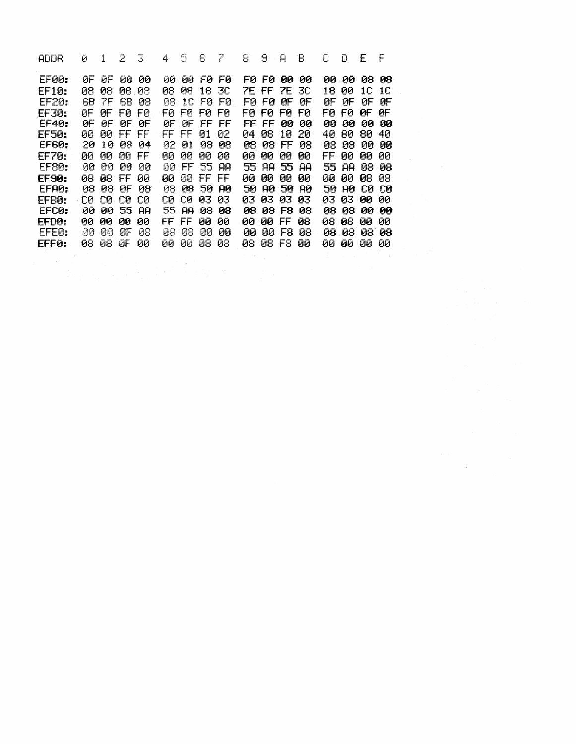| ADDR | 0 | 1 | 2 | 3 | 4 | 5 | 6 | 7 | 8 | 9 | A | B | C | D | E | F |
|---|---|---|---|---|---|---|---|---|---|---|---|---|---|---|---|---|
| EF00: | 0F | 0F | 00 | 00 | 00 | 00 | F0 | F0 | F0 | F0 | 00 | 00 | 00 | 00 | 08 | 08 |
| EF10: | 08 | 08 | 08 | 08 | 08 | 08 | 18 | 3C | 7E | FF | 7E | 3C | 18 | 00 | 1C | 1C |
| EF20: | 6B | 7F | 6B | 08 | 08 | 1C | F0 | F0 | F0 | F0 | 0F | 0F | 0F | 0F | 0F | 0F |
| EF30: | 0F | 0F | F0 | F0 | F0 | F0 | F0 | F0 | F0 | F0 | F0 | F0 | F0 | F0 | 0F | 0F |
| EF40: | 0F | 0F | 0F | 0F | 0F | 0F | FF | FF | FF | FF | 00 | 00 | 00 | 00 | 00 | 00 |
| EF50: | 00 | 00 | FF | FF | FF | FF | 01 | 02 | 04 | 08 | 10 | 20 | 40 | 80 | 80 | 40 |
| EF60: | 20 | 10 | 08 | 04 | 02 | 01 | 08 | 08 | 08 | 08 | FF | 08 | 08 | 08 | 00 | 00 |
| EF70: | 00 | 00 | 00 | FF | 00 | 00 | 00 | 00 | 00 | 00 | 00 | 00 | FF | 00 | 00 | 00 |
| EF80: | 00 | 00 | 00 | 00 | 00 | FF | 55 | AA | 55 | AA | 55 | AA | 55 | AA | 08 | 08 |
| EF90: | 08 | 08 | FF | 00 | 00 | 00 | FF | FF | 00 | 00 | 00 | 00 | 00 | 00 | 08 | 08 |
| EFA0: | 08 | 08 | 0F | 08 | 08 | 08 | 50 | A0 | 50 | A0 | 50 | A0 | 50 | A0 | C0 | C0 |
| EFB0: | C0 | C0 | C0 | C0 | C0 | C0 | 03 | 03 | 03 | 03 | 03 | 03 | 03 | 03 | 00 | 00 |
| EFC0: | 00 | 00 | 55 | AA | 55 | AA | 08 | 08 | 08 | 08 | F8 | 08 | 08 | 08 | 00 | 00 |
| EFD0: | 00 | 00 | 00 | 00 | FF | FF | 00 | 00 | 00 | 00 | FF | 08 | 08 | 08 | 00 | 00 |
| EFE0: | 00 | 00 | 0F | 08 | 08 | 08 | 00 | 00 | 00 | 00 | F8 | 08 | 08 | 08 | 08 | 08 |
| EFF0: | 08 | 08 | 0F | 00 | 00 | 00 | 08 | 08 | 08 | 08 | F8 | 00 | 00 | 00 | 00 | 00 |